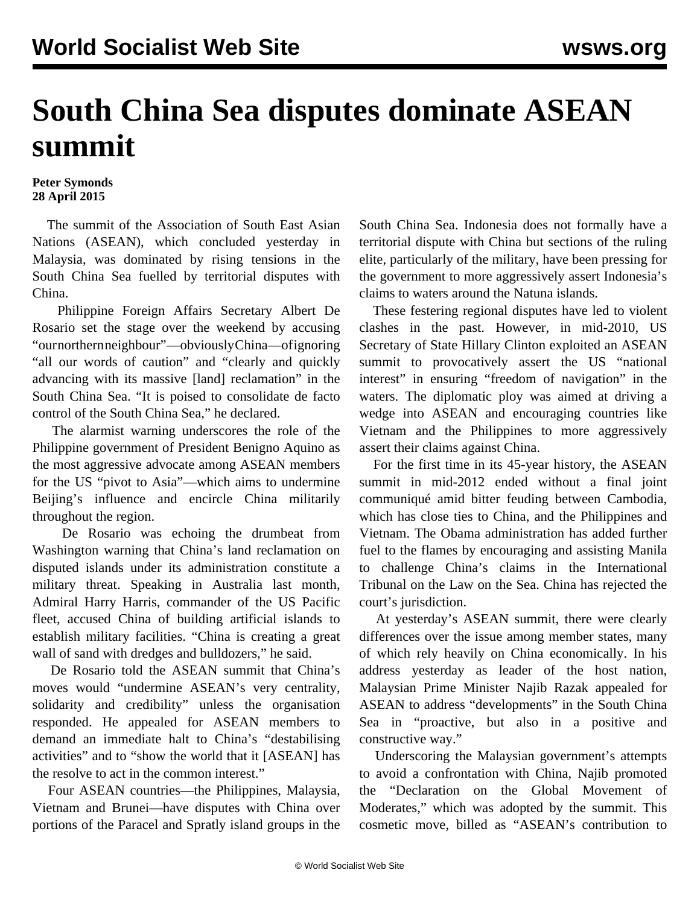# South China Sea disputes dominate ASEAN summit

**Peter Symonds**
**28 April 2015**

The summit of the Association of South East Asian Nations (ASEAN), which concluded yesterday in Malaysia, was dominated by rising tensions in the South China Sea fuelled by territorial disputes with China.

Philippine Foreign Affairs Secretary Albert De Rosario set the stage over the weekend by accusing "our northern neighbour"—obviously China—of ignoring "all our words of caution" and "clearly and quickly advancing with its massive [land] reclamation" in the South China Sea. "It is poised to consolidate de facto control of the South China Sea," he declared.

The alarmist warning underscores the role of the Philippine government of President Benigno Aquino as the most aggressive advocate among ASEAN members for the US "pivot to Asia"—which aims to undermine Beijing's influence and encircle China militarily throughout the region.

De Rosario was echoing the drumbeat from Washington warning that China's land reclamation on disputed islands under its administration constitute a military threat. Speaking in Australia last month, Admiral Harry Harris, commander of the US Pacific fleet, accused China of building artificial islands to establish military facilities. "China is creating a great wall of sand with dredges and bulldozers," he said.

De Rosario told the ASEAN summit that China's moves would "undermine ASEAN's very centrality, solidarity and credibility" unless the organisation responded. He appealed for ASEAN members to demand an immediate halt to China's "destabilising activities" and to "show the world that it [ASEAN] has the resolve to act in the common interest."

Four ASEAN countries—the Philippines, Malaysia, Vietnam and Brunei—have disputes with China over portions of the Paracel and Spratly island groups in the South China Sea. Indonesia does not formally have a territorial dispute with China but sections of the ruling elite, particularly of the military, have been pressing for the government to more aggressively assert Indonesia's claims to waters around the Natuna islands.

These festering regional disputes have led to violent clashes in the past. However, in mid-2010, US Secretary of State Hillary Clinton exploited an ASEAN summit to provocatively assert the US "national interest" in ensuring "freedom of navigation" in the waters. The diplomatic ploy was aimed at driving a wedge into ASEAN and encouraging countries like Vietnam and the Philippines to more aggressively assert their claims against China.

For the first time in its 45-year history, the ASEAN summit in mid-2012 ended without a final joint communiqué amid bitter feuding between Cambodia, which has close ties to China, and the Philippines and Vietnam. The Obama administration has added further fuel to the flames by encouraging and assisting Manila to challenge China's claims in the International Tribunal on the Law on the Sea. China has rejected the court's jurisdiction.

At yesterday's ASEAN summit, there were clearly differences over the issue among member states, many of which rely heavily on China economically. In his address yesterday as leader of the host nation, Malaysian Prime Minister Najib Razak appealed for ASEAN to address "developments" in the South China Sea in "proactive, but also in a positive and constructive way."

Underscoring the Malaysian government's attempts to avoid a confrontation with China, Najib promoted the "Declaration on the Global Movement of Moderates," which was adopted by the summit. This cosmetic move, billed as "ASEAN's contribution to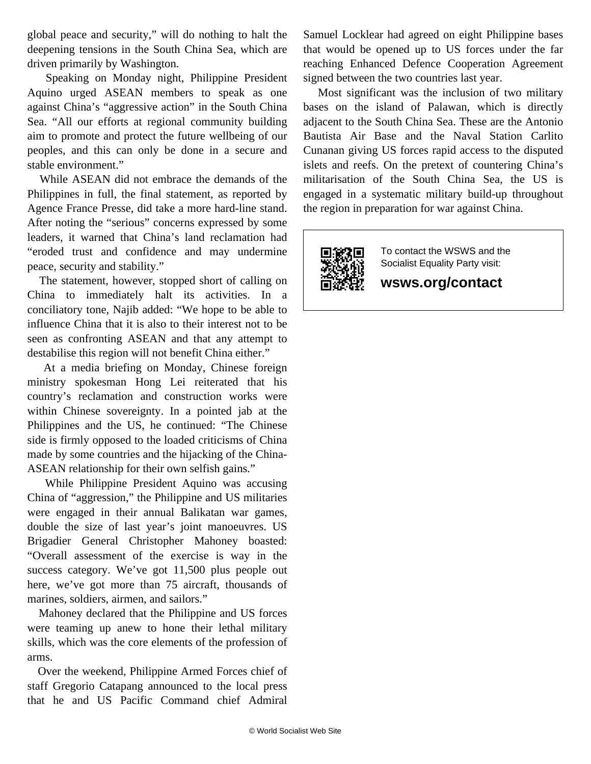global peace and security," will do nothing to halt the deepening tensions in the South China Sea, which are driven primarily by Washington.

Speaking on Monday night, Philippine President Aquino urged ASEAN members to speak as one against China's "aggressive action" in the South China Sea. "All our efforts at regional community building aim to promote and protect the future wellbeing of our peoples, and this can only be done in a secure and stable environment."

While ASEAN did not embrace the demands of the Philippines in full, the final statement, as reported by Agence France Presse, did take a more hard-line stand. After noting the "serious" concerns expressed by some leaders, it warned that China's land reclamation had "eroded trust and confidence and may undermine peace, security and stability."

The statement, however, stopped short of calling on China to immediately halt its activities. In a conciliatory tone, Najib added: "We hope to be able to influence China that it is also to their interest not to be seen as confronting ASEAN and that any attempt to destabilise this region will not benefit China either."

At a media briefing on Monday, Chinese foreign ministry spokesman Hong Lei reiterated that his country's reclamation and construction works were within Chinese sovereignty. In a pointed jab at the Philippines and the US, he continued: "The Chinese side is firmly opposed to the loaded criticisms of China made by some countries and the hijacking of the China-ASEAN relationship for their own selfish gains."

While Philippine President Aquino was accusing China of "aggression," the Philippine and US militaries were engaged in their annual Balikatan war games, double the size of last year's joint manoeuvres. US Brigadier General Christopher Mahoney boasted: "Overall assessment of the exercise is way in the success category. We've got 11,500 plus people out here, we've got more than 75 aircraft, thousands of marines, soldiers, airmen, and sailors."

Mahoney declared that the Philippine and US forces were teaming up anew to hone their lethal military skills, which was the core elements of the profession of arms.

Over the weekend, Philippine Armed Forces chief of staff Gregorio Catapang announced to the local press that he and US Pacific Command chief Admiral Samuel Locklear had agreed on eight Philippine bases that would be opened up to US forces under the far reaching Enhanced Defence Cooperation Agreement signed between the two countries last year.

Most significant was the inclusion of two military bases on the island of Palawan, which is directly adjacent to the South China Sea. These are the Antonio Bautista Air Base and the Naval Station Carlito Cunanan giving US forces rapid access to the disputed islets and reefs. On the pretext of countering China's militarisation of the South China Sea, the US is engaged in a systematic military build-up throughout the region in preparation for war against China.

To contact the WSWS and the Socialist Equality Party visit:

**wsws.org/contact**